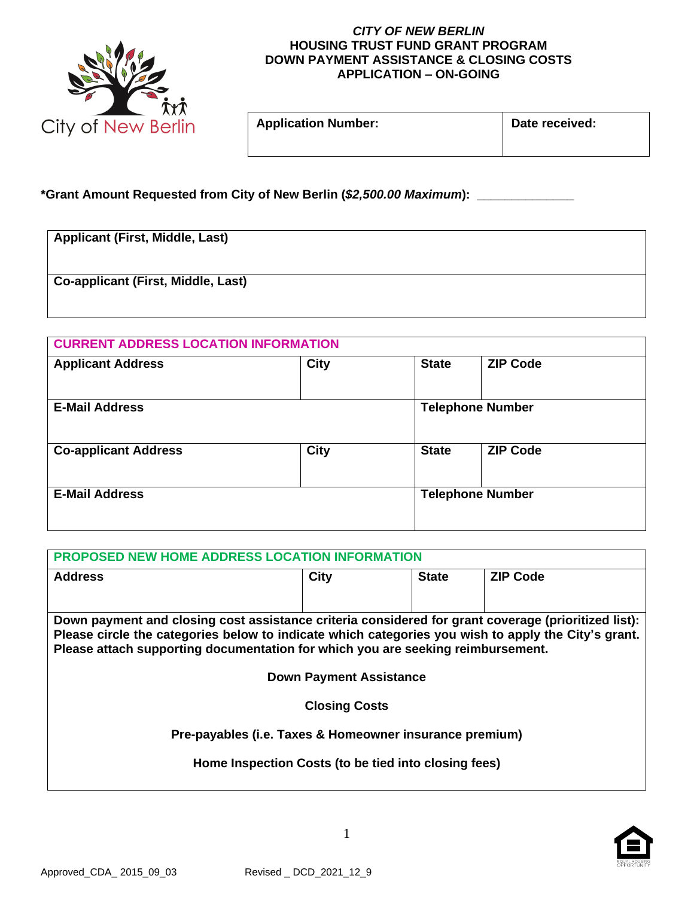City of New Berlin

# *CITY OF NEW BERLIN*
## HOUSING TRUST FUND GRANT PROGRAM
## DOWN PAYMENT ASSISTANCE & CLOSING COSTS
## APPLICATION – ON-GOING

| Application Number: | Date received: |
|---|---|
| | |

**\*Grant Amount Requested from City of New Berlin (*$2,500.00 Maximum*): \_\_\_\_\_\_\_\_\_\_\_\_\_\_**

| Applicant (First, Middle, Last) |
|---|
| |
| **Co-applicant (First, Middle, Last)** |
| |

| CURRENT ADDRESS LOCATION INFORMATION | | | |
|---|---|---|---|
| **Applicant Address** | **City** | **State** | **ZIP Code** |
| **E-Mail Address** | | **Telephone Number** | |
| **Co-applicant Address** | **City** | **State** | **ZIP Code** |
| **E-Mail Address** | | **Telephone Number** | |

| PROPOSED NEW HOME ADDRESS LOCATION INFORMATION | | | |
|---|---|---|---|
| **Address** | **City** | **State** | **ZIP Code** |

**Down payment and closing cost assistance criteria considered for grant coverage (prioritized list): Please circle the categories below to indicate which categories you wish to apply the City's grant. Please attach supporting documentation for which you are seeking reimbursement.**

**Down Payment Assistance**

**Closing Costs**

**Pre-payables (i.e. Taxes & Homeowner insurance premium)**

**Home Inspection Costs (to be tied into closing fees)**

Approved_CDA_ 2015_09_03    Revised _ DCD_2021_12_9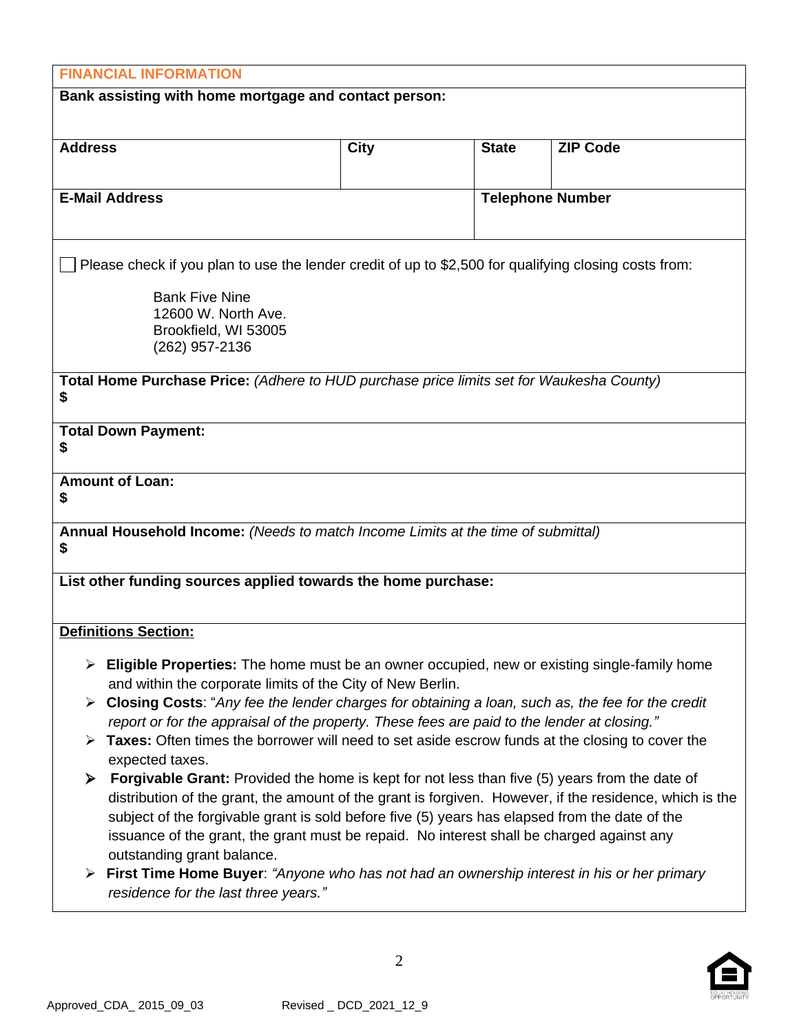## FINANCIAL INFORMATION

**Bank assisting with home mortgage and contact person:**

| **Address** | **City** | **State** | **ZIP Code** |
|---|---|---|---|
| | | | |

| **E-Mail Address** | **Telephone Number** |
|---|---|
| | |

☐ Please check if you plan to use the lender credit of up to $2,500 for qualifying closing costs from:

Bank Five Nine
12600 W. North Ave.
Brookfield, WI 53005
(262) 957-2136

**Total Home Purchase Price:** *(Adhere to HUD purchase price limits set for Waukesha County)*
**$**

**Total Down Payment:**
**$**

**Amount of Loan:**
**$**

**Annual Household Income:** *(Needs to match Income Limits at the time of submittal)*
**$**

**List other funding sources applied towards the home purchase:**

**Definitions Section:**

- **Eligible Properties:** The home must be an owner occupied, new or existing single-family home and within the corporate limits of the City of New Berlin.
- **Closing Costs**: "*Any fee the lender charges for obtaining a loan, such as, the fee for the credit report or for the appraisal of the property. These fees are paid to the lender at closing."*
- **Taxes:** Often times the borrower will need to set aside escrow funds at the closing to cover the expected taxes.
- **Forgivable Grant:** Provided the home is kept for not less than five (5) years from the date of distribution of the grant, the amount of the grant is forgiven. However, if the residence, which is the subject of the forgivable grant is sold before five (5) years has elapsed from the date of the issuance of the grant, the grant must be repaid. No interest shall be charged against any outstanding grant balance.
- **First Time Home Buyer**: *"Anyone who has not had an ownership interest in his or her primary residence for the last three years."*

Approved_CDA_ 2015_09_03 Revised _ DCD_2021_12_9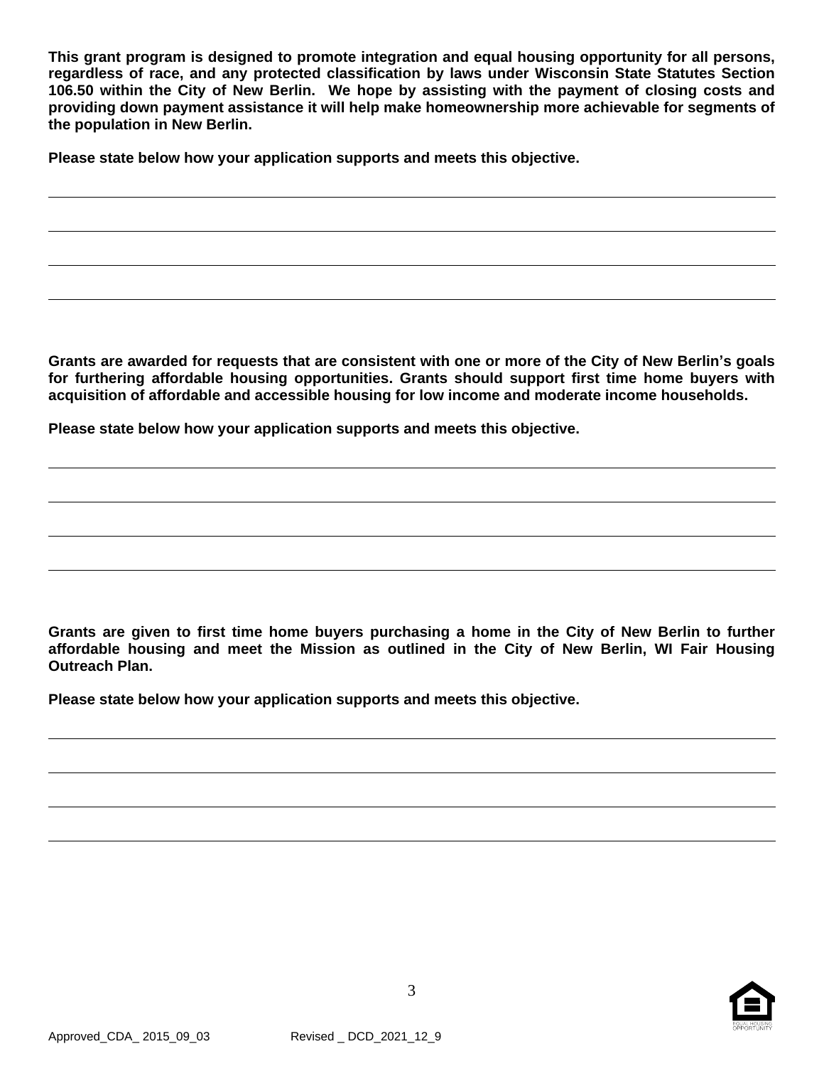**This grant program is designed to promote integration and equal housing opportunity for all persons, regardless of race, and any protected classification by laws under Wisconsin State Statutes Section 106.50 within the City of New Berlin. We hope by assisting with the payment of closing costs and providing down payment assistance it will help make homeownership more achievable for segments of the population in New Berlin.**

**Please state below how your application supports and meets this objective.**

\_\_\_\_\_\_\_\_\_\_\_\_\_\_\_\_\_\_\_\_\_\_\_\_\_\_\_\_\_\_\_\_\_\_\_\_\_\_\_\_\_\_\_\_\_\_\_\_\_\_\_\_\_\_\_\_\_\_\_\_\_\_\_\_\_\_\_\_\_\_\_\_\_\_\_\_\_\_\_\_\_\_\_\_\_\_

\_\_\_\_\_\_\_\_\_\_\_\_\_\_\_\_\_\_\_\_\_\_\_\_\_\_\_\_\_\_\_\_\_\_\_\_\_\_\_\_\_\_\_\_\_\_\_\_\_\_\_\_\_\_\_\_\_\_\_\_\_\_\_\_\_\_\_\_\_\_\_\_\_\_\_\_\_\_\_\_\_\_\_\_\_\_

\_\_\_\_\_\_\_\_\_\_\_\_\_\_\_\_\_\_\_\_\_\_\_\_\_\_\_\_\_\_\_\_\_\_\_\_\_\_\_\_\_\_\_\_\_\_\_\_\_\_\_\_\_\_\_\_\_\_\_\_\_\_\_\_\_\_\_\_\_\_\_\_\_\_\_\_\_\_\_\_\_\_\_\_\_\_

\_\_\_\_\_\_\_\_\_\_\_\_\_\_\_\_\_\_\_\_\_\_\_\_\_\_\_\_\_\_\_\_\_\_\_\_\_\_\_\_\_\_\_\_\_\_\_\_\_\_\_\_\_\_\_\_\_\_\_\_\_\_\_\_\_\_\_\_\_\_\_\_\_\_\_\_\_\_\_\_\_\_\_\_\_\_

**Grants are awarded for requests that are consistent with one or more of the City of New Berlin's goals for furthering affordable housing opportunities. Grants should support first time home buyers with acquisition of affordable and accessible housing for low income and moderate income households.**

**Please state below how your application supports and meets this objective.**

\_\_\_\_\_\_\_\_\_\_\_\_\_\_\_\_\_\_\_\_\_\_\_\_\_\_\_\_\_\_\_\_\_\_\_\_\_\_\_\_\_\_\_\_\_\_\_\_\_\_\_\_\_\_\_\_\_\_\_\_\_\_\_\_\_\_\_\_\_\_\_\_\_\_\_\_\_\_\_\_\_\_\_\_\_\_

\_\_\_\_\_\_\_\_\_\_\_\_\_\_\_\_\_\_\_\_\_\_\_\_\_\_\_\_\_\_\_\_\_\_\_\_\_\_\_\_\_\_\_\_\_\_\_\_\_\_\_\_\_\_\_\_\_\_\_\_\_\_\_\_\_\_\_\_\_\_\_\_\_\_\_\_\_\_\_\_\_\_\_\_\_\_

\_\_\_\_\_\_\_\_\_\_\_\_\_\_\_\_\_\_\_\_\_\_\_\_\_\_\_\_\_\_\_\_\_\_\_\_\_\_\_\_\_\_\_\_\_\_\_\_\_\_\_\_\_\_\_\_\_\_\_\_\_\_\_\_\_\_\_\_\_\_\_\_\_\_\_\_\_\_\_\_\_\_\_\_\_\_

\_\_\_\_\_\_\_\_\_\_\_\_\_\_\_\_\_\_\_\_\_\_\_\_\_\_\_\_\_\_\_\_\_\_\_\_\_\_\_\_\_\_\_\_\_\_\_\_\_\_\_\_\_\_\_\_\_\_\_\_\_\_\_\_\_\_\_\_\_\_\_\_\_\_\_\_\_\_\_\_\_\_\_\_\_\_

**Grants are given to first time home buyers purchasing a home in the City of New Berlin to further affordable housing and meet the Mission as outlined in the City of New Berlin, WI Fair Housing Outreach Plan.**

**Please state below how your application supports and meets this objective.**

\_\_\_\_\_\_\_\_\_\_\_\_\_\_\_\_\_\_\_\_\_\_\_\_\_\_\_\_\_\_\_\_\_\_\_\_\_\_\_\_\_\_\_\_\_\_\_\_\_\_\_\_\_\_\_\_\_\_\_\_\_\_\_\_\_\_\_\_\_\_\_\_\_\_\_\_\_\_\_\_\_\_\_\_\_\_

\_\_\_\_\_\_\_\_\_\_\_\_\_\_\_\_\_\_\_\_\_\_\_\_\_\_\_\_\_\_\_\_\_\_\_\_\_\_\_\_\_\_\_\_\_\_\_\_\_\_\_\_\_\_\_\_\_\_\_\_\_\_\_\_\_\_\_\_\_\_\_\_\_\_\_\_\_\_\_\_\_\_\_\_\_\_

\_\_\_\_\_\_\_\_\_\_\_\_\_\_\_\_\_\_\_\_\_\_\_\_\_\_\_\_\_\_\_\_\_\_\_\_\_\_\_\_\_\_\_\_\_\_\_\_\_\_\_\_\_\_\_\_\_\_\_\_\_\_\_\_\_\_\_\_\_\_\_\_\_\_\_\_\_\_\_\_\_\_\_\_\_\_

\_\_\_\_\_\_\_\_\_\_\_\_\_\_\_\_\_\_\_\_\_\_\_\_\_\_\_\_\_\_\_\_\_\_\_\_\_\_\_\_\_\_\_\_\_\_\_\_\_\_\_\_\_\_\_\_\_\_\_\_\_\_\_\_\_\_\_\_\_\_\_\_\_\_\_\_\_\_\_\_\_\_\_\_\_\_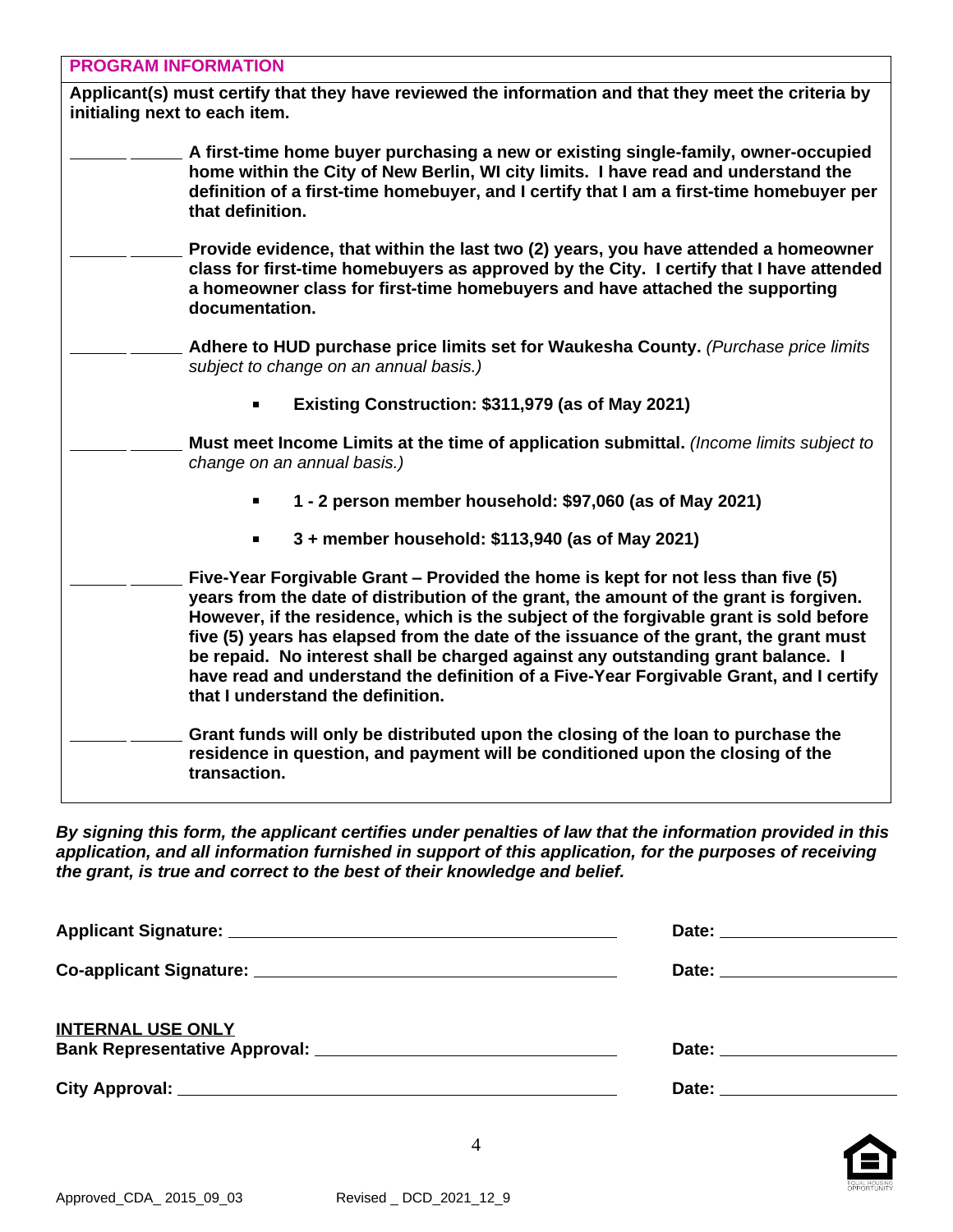## PROGRAM INFORMATION

**Applicant(s) must certify that they have reviewed the information and that they meet the criteria by initialing next to each item.**

______ ______ **A first-time home buyer purchasing a new or existing single-family, owner-occupied home within the City of New Berlin, WI city limits. I have read and understand the definition of a first-time homebuyer, and I certify that I am a first-time homebuyer per that definition.**

______ ______ **Provide evidence, that within the last two (2) years, you have attended a homeowner class for first-time homebuyers as approved by the City. I certify that I have attended a homeowner class for first-time homebuyers and have attached the supporting documentation.**

______ ______ **Adhere to HUD purchase price limits set for Waukesha County.** *(Purchase price limits subject to change on an annual basis.)*

- **Existing Construction: $311,979 (as of May 2021)**

______ ______ **Must meet Income Limits at the time of application submittal.** *(Income limits subject to change on an annual basis.)*

- **1 - 2 person member household: $97,060 (as of May 2021)**
- **3 + member household: $113,940 (as of May 2021)**

______ ______ **Five-Year Forgivable Grant – Provided the home is kept for not less than five (5) years from the date of distribution of the grant, the amount of the grant is forgiven. However, if the residence, which is the subject of the forgivable grant is sold before five (5) years has elapsed from the date of the issuance of the grant, the grant must be repaid. No interest shall be charged against any outstanding grant balance. I have read and understand the definition of a Five-Year Forgivable Grant, and I certify that I understand the definition.**

______ ______ **Grant funds will only be distributed upon the closing of the loan to purchase the residence in question, and payment will be conditioned upon the closing of the transaction.**

***By signing this form, the applicant certifies under penalties of law that the information provided in this application, and all information furnished in support of this application, for the purposes of receiving the grant, is true and correct to the best of their knowledge and belief.***

**Applicant Signature:** ______________________________ **Date:** ______________

**Co-applicant Signature:** ______________________________ **Date:** ______________

**INTERNAL USE ONLY**

**Bank Representative Approval:** ______________________________ **Date:** ______________

**City Approval:** ______________________________ **Date:** ______________

Approved_CDA_ 2015_09_03 Revised _ DCD_2021_12_9